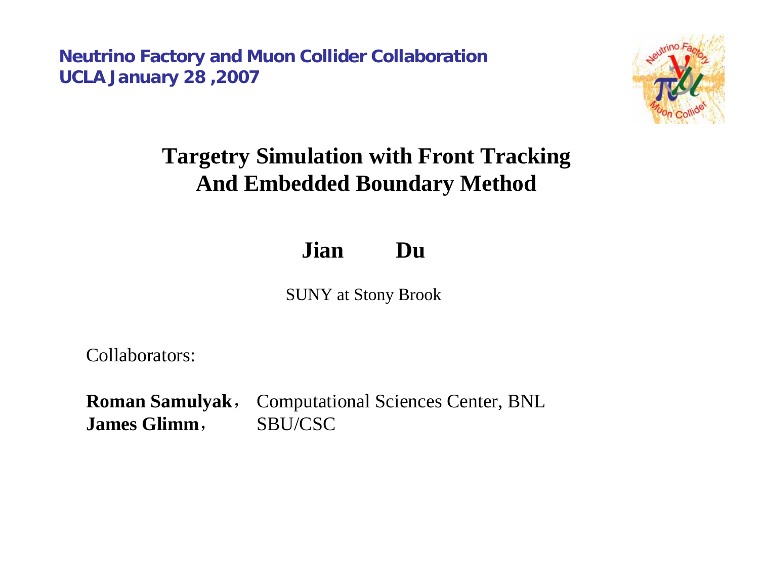**Neutrino Factory and Muon Collider Collaboration**
**UCLA January 28 ,2007**

# Targetry Simulation with Front Tracking And Embedded Boundary Method

**Jian Du**

SUNY at Stony Brook

Collaborators:

**Roman Samulyak**, Computational Sciences Center, BNL
**James Glimm**, SBU/CSC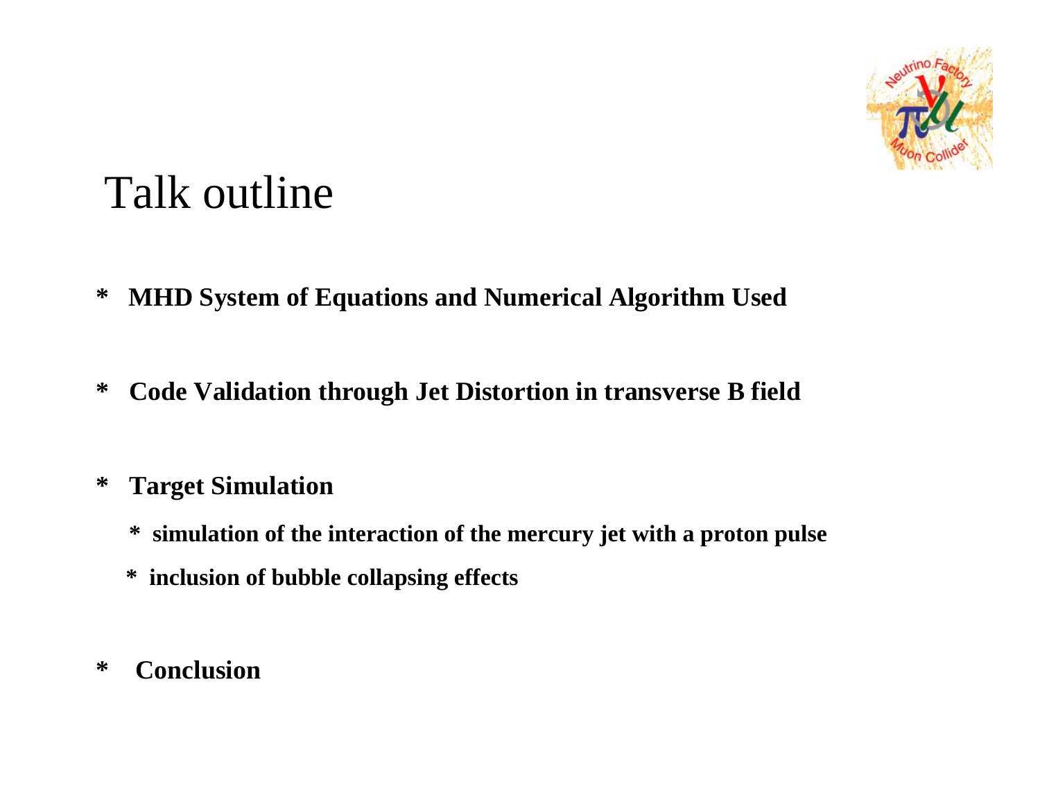# Talk outline

- **MHD System of Equations and Numerical Algorithm Used**

- **Code Validation through Jet Distortion in transverse B field**

- **Target Simulation**
  - **simulation of the interaction of the mercury jet with a proton pulse**
  - **inclusion of bubble collapsing effects**

- **Conclusion**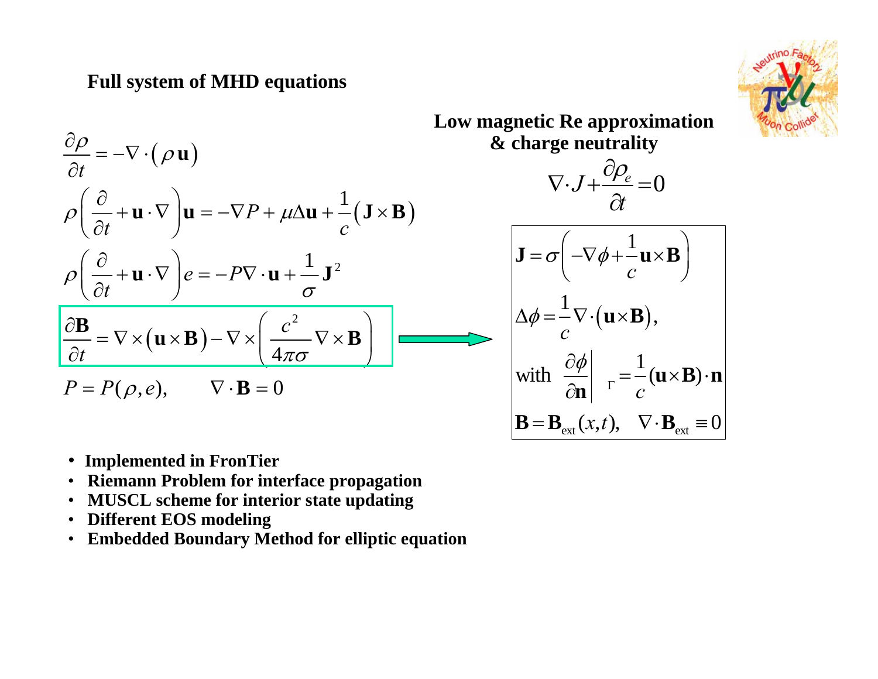## Full system of MHD equations

$$\frac{\partial \rho}{\partial t} = -\nabla \cdot (\rho \mathbf{u})$$

$$\rho \left( \frac{\partial}{\partial t} + \mathbf{u} \cdot \nabla \right) \mathbf{u} = -\nabla P + \mu \Delta \mathbf{u} + \frac{1}{c} (\mathbf{J} \times \mathbf{B})$$

$$\rho \left( \frac{\partial}{\partial t} + \mathbf{u} \cdot \nabla \right) e = -P \nabla \cdot \mathbf{u} + \frac{1}{\sigma} \mathbf{J}^2$$

$$\frac{\partial \mathbf{B}}{\partial t} = \nabla \times (\mathbf{u} \times \mathbf{B}) - \nabla \times \left( \frac{c^2}{4\pi\sigma} \nabla \times \mathbf{B} \right)$$

$$P = P(\rho, e), \qquad \nabla \cdot \mathbf{B} = 0$$

### Low magnetic Re approximation & charge neutrality

$$\nabla \cdot J + \frac{\partial \rho_e}{\partial t} = 0$$

$$\mathbf{J} = \sigma \left( -\nabla \phi + \frac{1}{c} \mathbf{u} \times \mathbf{B} \right)$$

$$\Delta \phi = \frac{1}{c} \nabla \cdot (\mathbf{u} \times \mathbf{B}),$$

$$\text{with} \quad \left. \frac{\partial \phi}{\partial \mathbf{n}} \right|_{\Gamma} = \frac{1}{c} (\mathbf{u} \times \mathbf{B}) \cdot \mathbf{n}$$

$$\mathbf{B} = \mathbf{B}_{\text{ext}}(x,t), \quad \nabla \cdot \mathbf{B}_{\text{ext}} \equiv 0$$

- **Implemented in FronTier**
- **Riemann Problem for interface propagation**
- **MUSCL scheme for interior state updating**
- **Different EOS modeling**
- **Embedded Boundary Method for elliptic equation**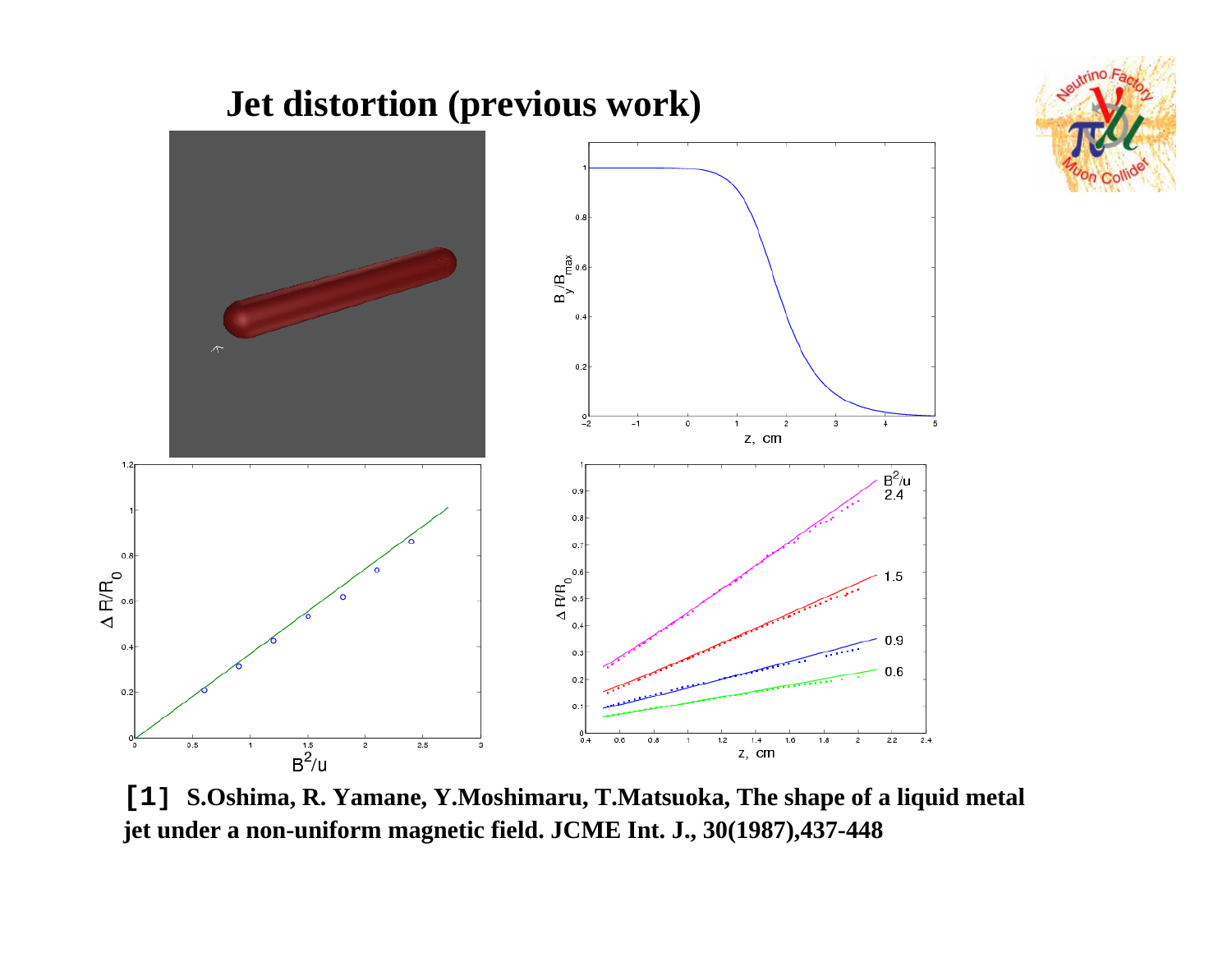# Jet distortion (previous work)

**[1]** **S.Oshima, R. Yamane, Y.Moshimaru, T.Matsuoka, The shape of a liquid metal jet under a non-uniform magnetic field. JCME Int. J., 30(1987),437-448**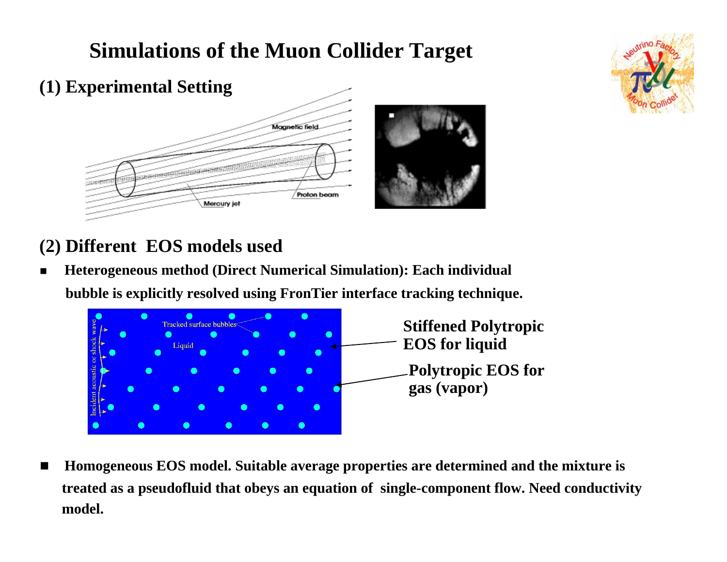# Simulations of the Muon Collider Target

## (1) Experimental Setting

Magnetic field

Mercury jet

Proton beam

## (2) Different EOS models used

- **Heterogeneous method (Direct Numerical Simulation): Each individual bubble is explicitly resolved using FronTier interface tracking technique.**

Tracked surface bubbles

Liquid

Incident acoustic or shock wave

**Stiffened Polytropic EOS for liquid**

**Polytropic EOS for gas (vapor)**

- **Homogeneous EOS model. Suitable average properties are determined and the mixture is treated as a pseudofluid that obeys an equation of single-component flow. Need conductivity model.**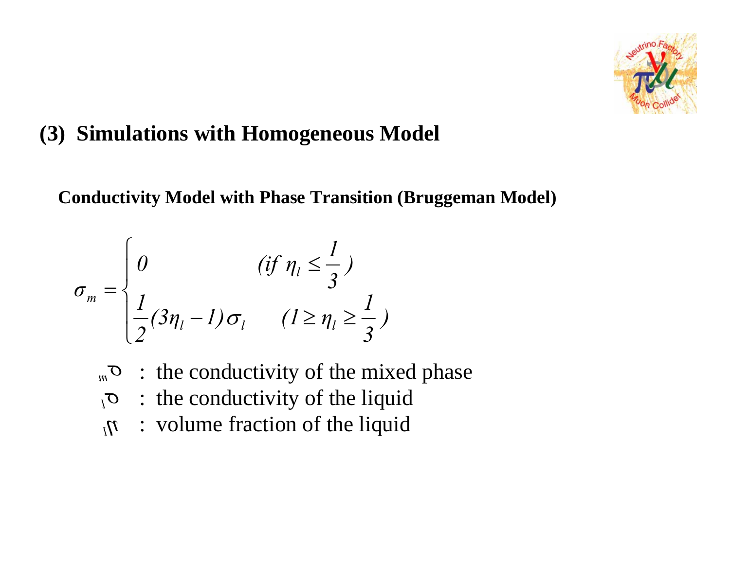## (3) Simulations with Homogeneous Model

**Conductivity Model with Phase Transition (Bruggeman Model)**

$$\sigma_m = \begin{cases} 0 & (\text{if } \eta_l \le \frac{1}{3}) \\ \frac{1}{2}(3\eta_l - 1)\sigma_l & (1 \ge \eta_l \ge \frac{1}{3}) \end{cases}$$

- $\sigma_m$ : the conductivity of the mixed phase
- $\sigma_l$ : the conductivity of the liquid
- $\eta_l$ : volume fraction of the liquid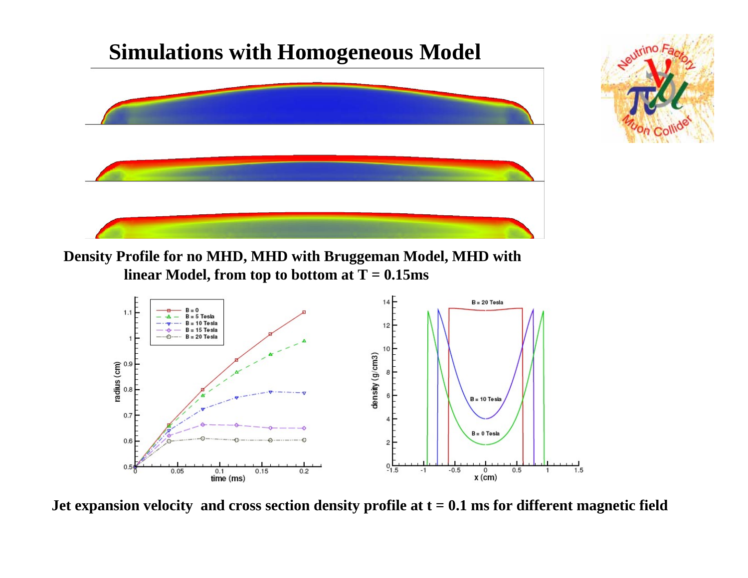# Simulations with Homogeneous Model

**Density Profile for no MHD, MHD with Bruggeman Model, MHD with linear Model, from top to bottom at T = 0.15ms**

**Jet expansion velocity and cross section density profile at t = 0.1 ms for different magnetic field**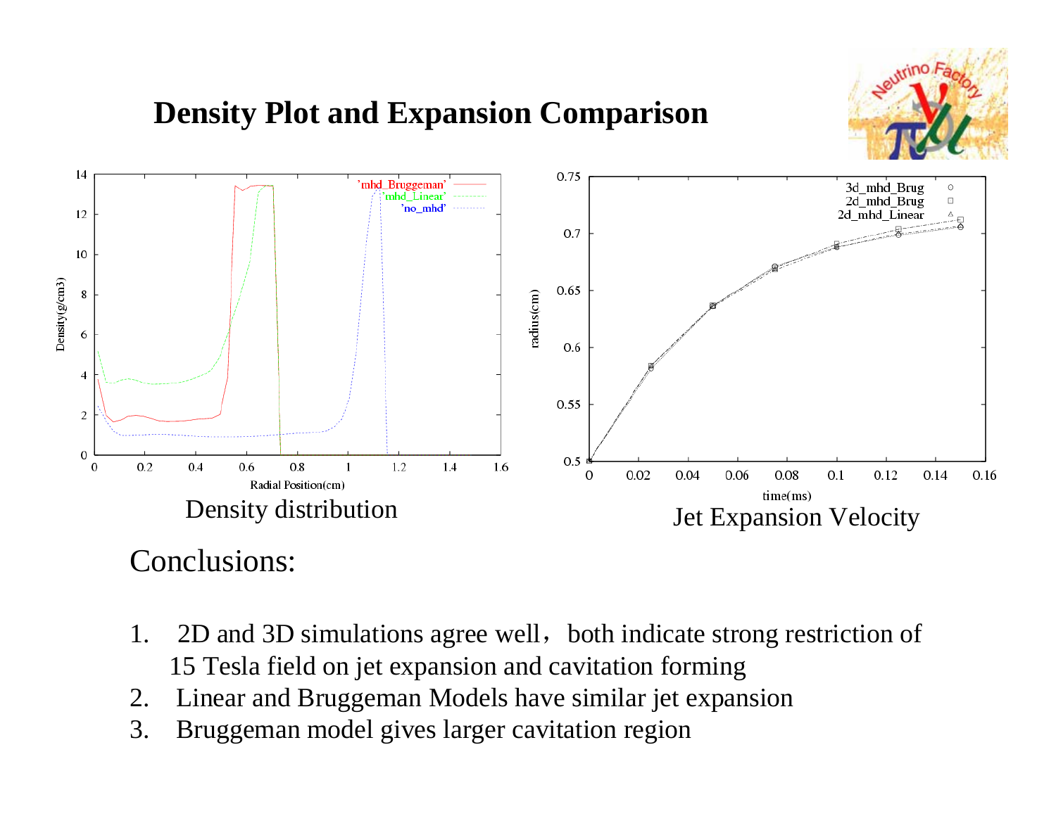# Density Plot and Expansion Comparison

Density distribution

Jet Expansion Velocity

Conclusions:

1. 2D and 3D simulations agree well，both indicate strong restriction of 15 Tesla field on jet expansion and cavitation forming
2. Linear and Bruggeman Models have similar jet expansion
3. Bruggeman model gives larger cavitation region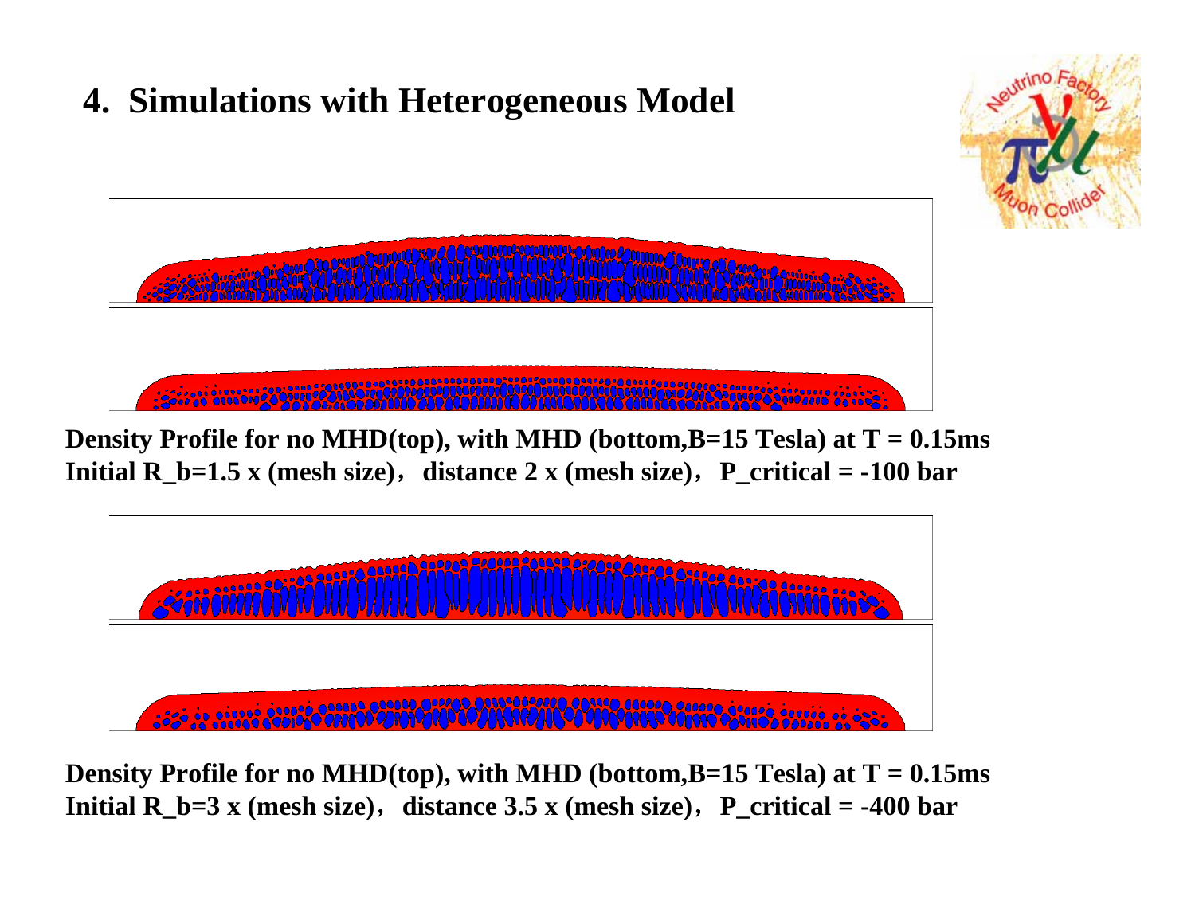# 4. Simulations with Heterogeneous Model

**Density Profile for no MHD(top), with MHD (bottom,B=15 Tesla) at T = 0.15ms**
**Initial R_b=1.5 x (mesh size)，distance 2 x (mesh size)，P_critical = -100 bar**

**Density Profile for no MHD(top), with MHD (bottom,B=15 Tesla) at T = 0.15ms**
**Initial R_b=3 x (mesh size)，distance 3.5 x (mesh size)，P_critical = -400 bar**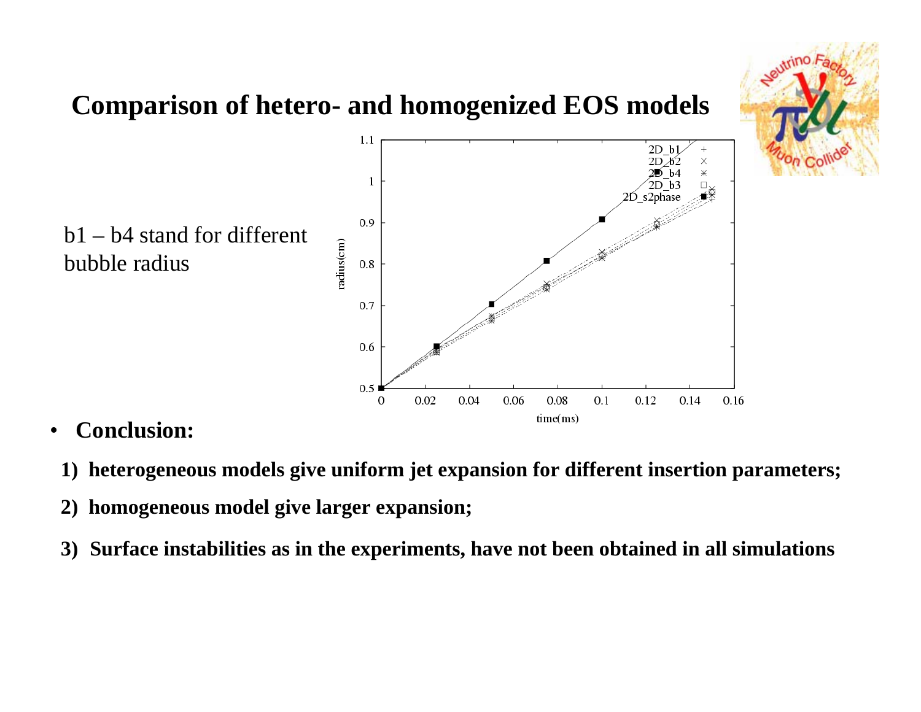# Comparison of hetero- and homogenized EOS models

b1 – b4 stand for different bubble radius

- **Conclusion:**

1) **heterogeneous models give uniform jet expansion for different insertion parameters;**

2) **homogeneous model give larger expansion;**

3) **Surface instabilities as in the experiments, have not been obtained in all simulations**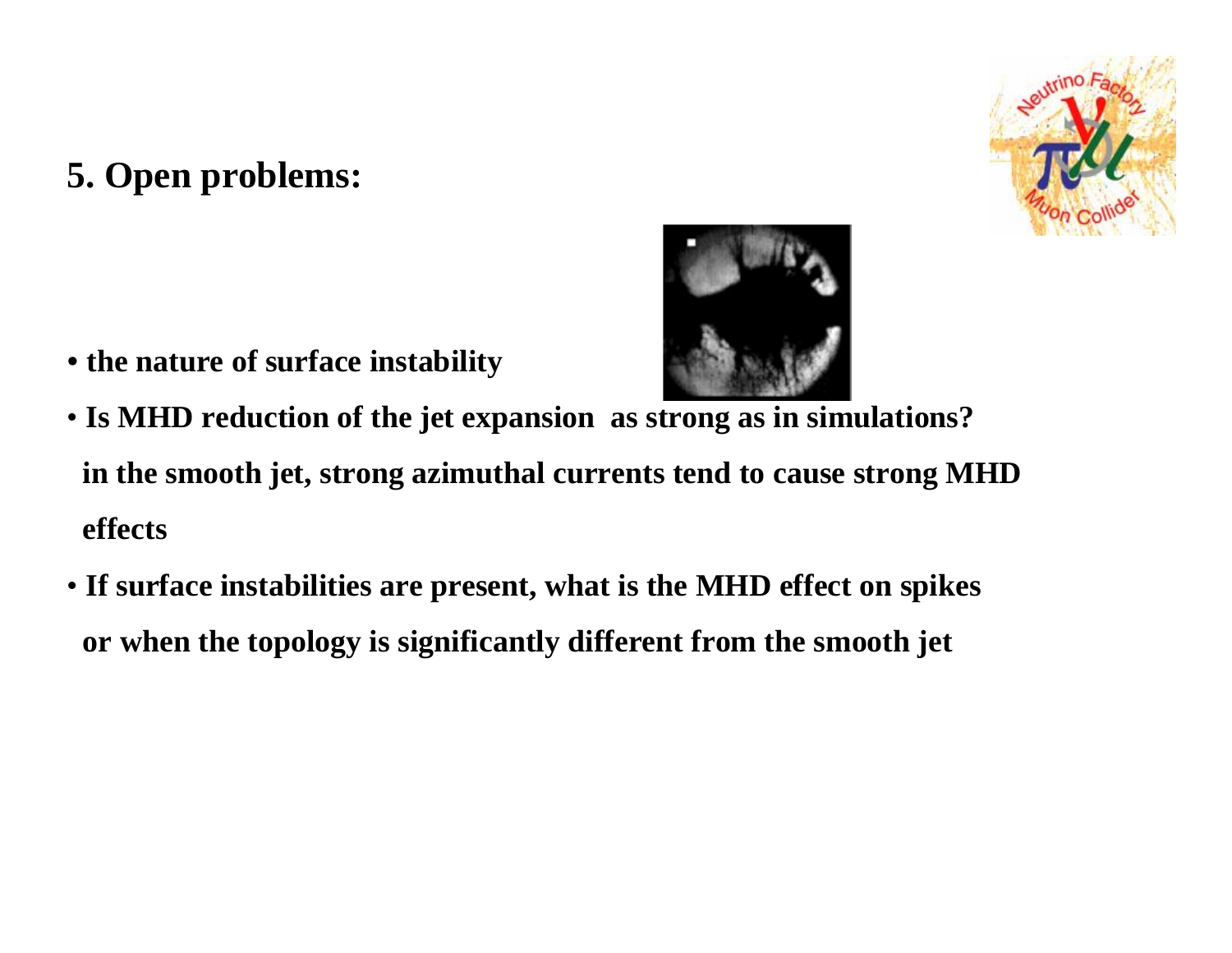## 5. Open problems:

- the nature of surface instability
- Is MHD reduction of the jet expansion as strong as in simulations?
  in the smooth jet, strong azimuthal currents tend to cause strong MHD effects
- If surface instabilities are present, what is the MHD effect on spikes or when the topology is significantly different from the smooth jet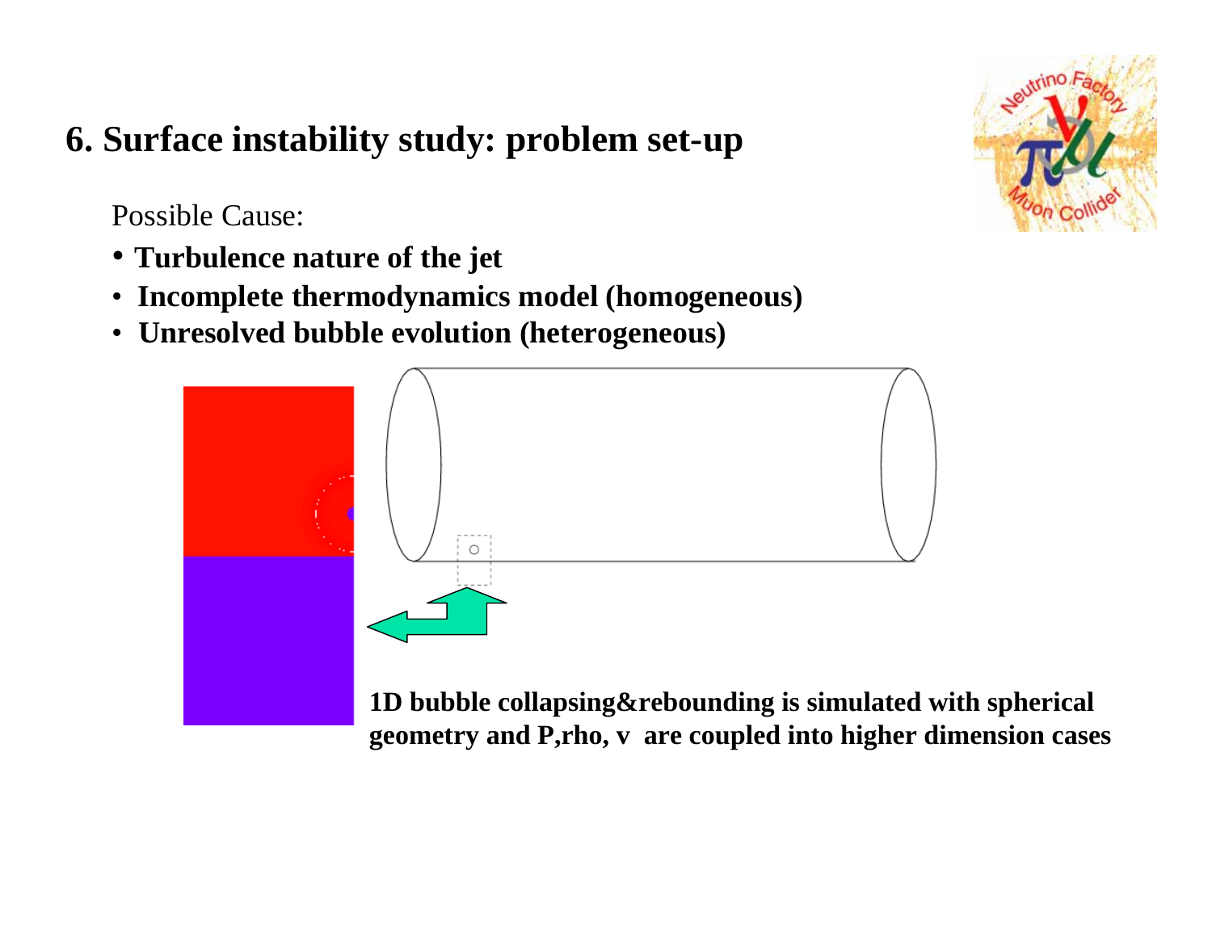# 6. Surface instability study: problem set-up

Possible Cause:

- **Turbulence nature of the jet**
- **Incomplete thermodynamics model (homogeneous)**
- **Unresolved bubble evolution (heterogeneous)**

**1D bubble collapsing&rebounding is simulated with spherical geometry and P,rho, v are coupled into higher dimension cases**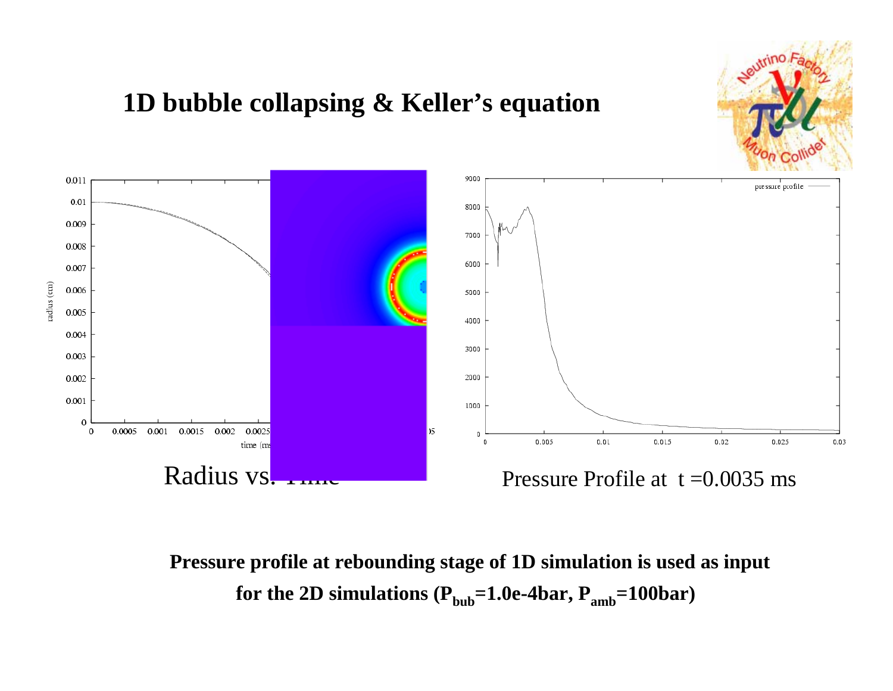# 1D bubble collapsing & Keller's equation

Radius vs. Time

Pressure Profile at t =0.0035 ms

**Pressure profile at rebounding stage of 1D simulation is used as input for the 2D simulations ($P_{bub}$=1.0e-4bar, $P_{amb}$=100bar)**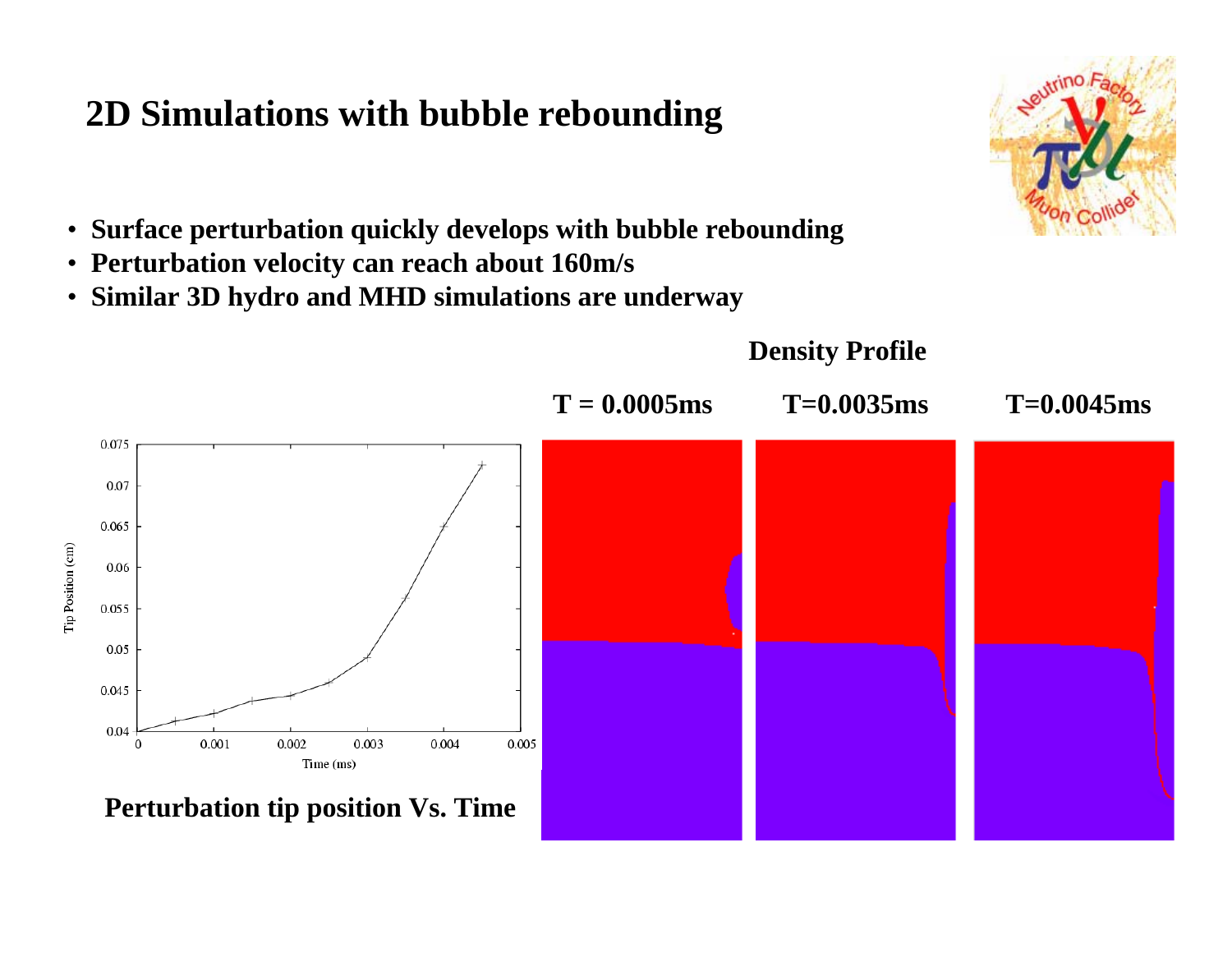# 2D Simulations with bubble rebounding

- **Surface perturbation quickly develops with bubble rebounding**
- **Perturbation velocity can reach about 160m/s**
- **Similar 3D hydro and MHD simulations are underway**

**Density Profile**

**T = 0.0005ms** **T=0.0035ms** **T=0.0045ms**

**Perturbation tip position Vs. Time**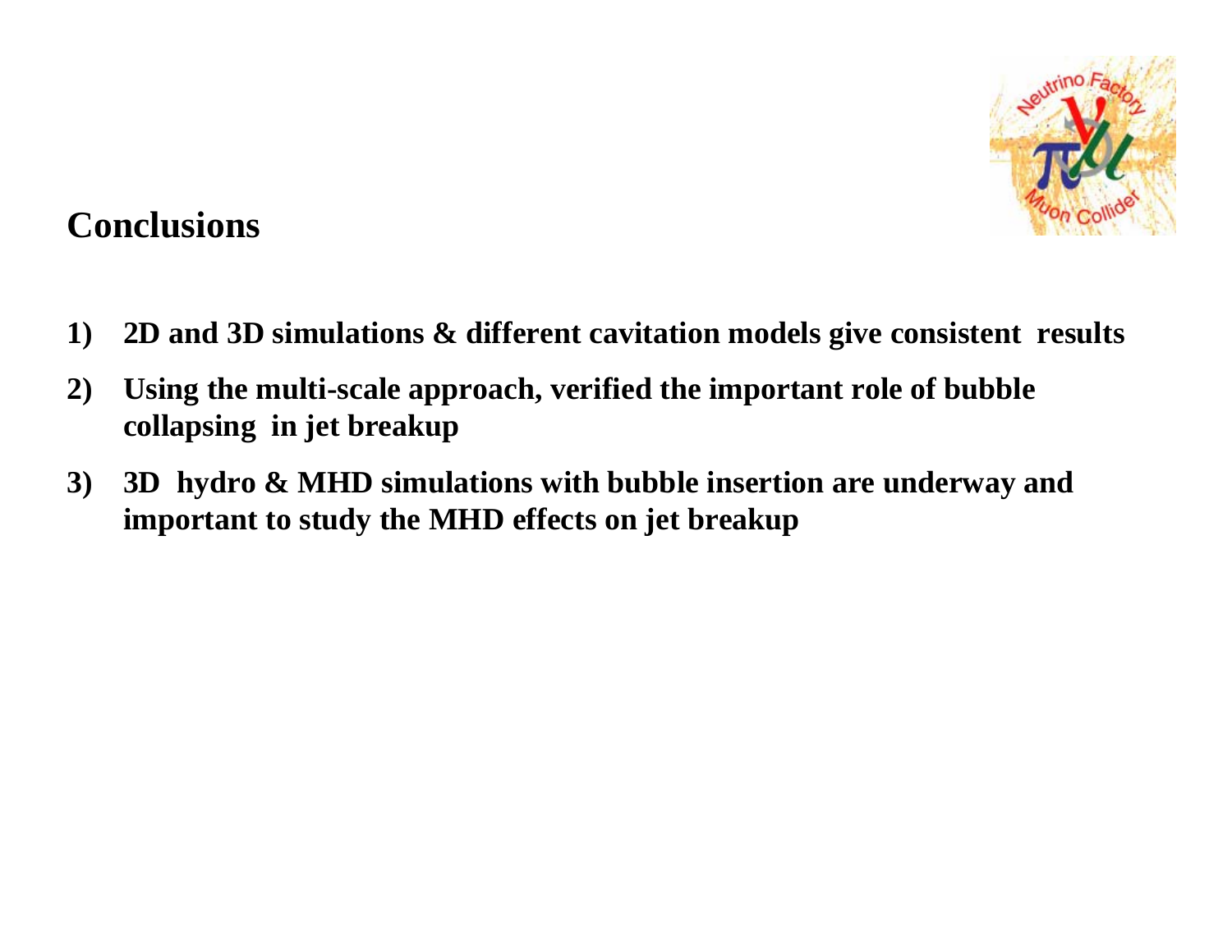## Conclusions

1) **2D and 3D simulations & different cavitation models give consistent results**
2) **Using the multi-scale approach, verified the important role of bubble collapsing in jet breakup**
3) **3D hydro & MHD simulations with bubble insertion are underway and important to study the MHD effects on jet breakup**